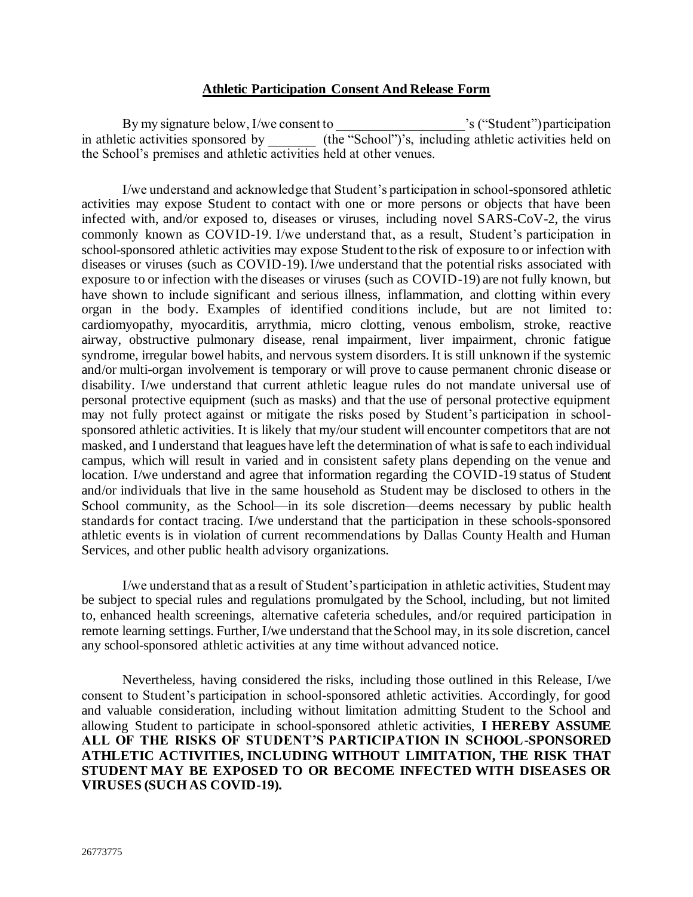## Athletic Participation Consent And Release Form

By my signature below, I/we consent to ___________________'s ("Student") participation in athletic activities sponsored by _______ (the "School")'s, including athletic activities held on the School's premises and athletic activities held at other venues.

I/we understand and acknowledge that Student's participation in school-sponsored athletic activities may expose Student to contact with one or more persons or objects that have been infected with, and/or exposed to, diseases or viruses, including novel SARS-CoV-2, the virus commonly known as COVID-19. I/we understand that, as a result, Student's participation in school-sponsored athletic activities may expose Student to the risk of exposure to or infection with diseases or viruses (such as COVID-19). I/we understand that the potential risks associated with exposure to or infection with the diseases or viruses (such as COVID-19) are not fully known, but have shown to include significant and serious illness, inflammation, and clotting within every organ in the body. Examples of identified conditions include, but are not limited to: cardiomyopathy, myocarditis, arrythmia, micro clotting, venous embolism, stroke, reactive airway, obstructive pulmonary disease, renal impairment, liver impairment, chronic fatigue syndrome, irregular bowel habits, and nervous system disorders. It is still unknown if the systemic and/or multi-organ involvement is temporary or will prove to cause permanent chronic disease or disability. I/we understand that current athletic league rules do not mandate universal use of personal protective equipment (such as masks) and that the use of personal protective equipment may not fully protect against or mitigate the risks posed by Student's participation in school-sponsored athletic activities. It is likely that my/our student will encounter competitors that are not masked, and I understand that leagues have left the determination of what is safe to each individual campus, which will result in varied and in consistent safety plans depending on the venue and location. I/we understand and agree that information regarding the COVID-19 status of Student and/or individuals that live in the same household as Student may be disclosed to others in the School community, as the School—in its sole discretion—deems necessary by public health standards for contact tracing. I/we understand that the participation in these schools-sponsored athletic events is in violation of current recommendations by Dallas County Health and Human Services, and other public health advisory organizations.

I/we understand that as a result of Student's participation in athletic activities, Student may be subject to special rules and regulations promulgated by the School, including, but not limited to, enhanced health screenings, alternative cafeteria schedules, and/or required participation in remote learning settings. Further, I/we understand that the School may, in its sole discretion, cancel any school-sponsored athletic activities at any time without advanced notice.

Nevertheless, having considered the risks, including those outlined in this Release, I/we consent to Student's participation in school-sponsored athletic activities. Accordingly, for good and valuable consideration, including without limitation admitting Student to the School and allowing Student to participate in school-sponsored athletic activities, **I HEREBY ASSUME ALL OF THE RISKS OF STUDENT'S PARTICIPATION IN SCHOOL-SPONSORED ATHLETIC ACTIVITIES, INCLUDING WITHOUT LIMITATION, THE RISK THAT STUDENT MAY BE EXPOSED TO OR BECOME INFECTED WITH DISEASES OR VIRUSES (SUCH AS COVID-19).**

26773775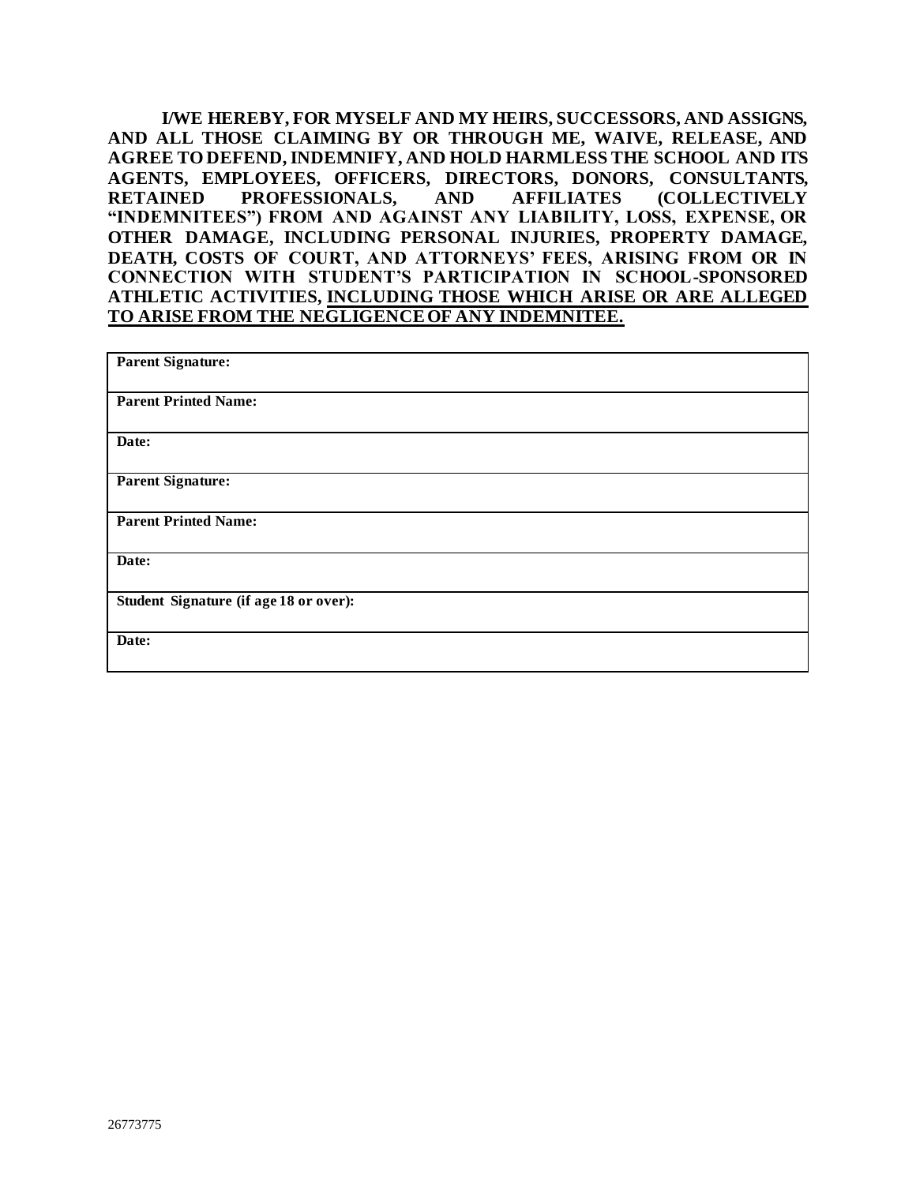**I/WE HEREBY, FOR MYSELF AND MY HEIRS, SUCCESSORS, AND ASSIGNS, AND ALL THOSE CLAIMING BY OR THROUGH ME, WAIVE, RELEASE, AND AGREE TO DEFEND, INDEMNIFY, AND HOLD HARMLESS THE SCHOOL AND ITS AGENTS, EMPLOYEES, OFFICERS, DIRECTORS, DONORS, CONSULTANTS, RETAINED PROFESSIONALS, AND AFFILIATES (COLLECTIVELY "INDEMNITEES") FROM AND AGAINST ANY LIABILITY, LOSS, EXPENSE, OR OTHER DAMAGE, INCLUDING PERSONAL INJURIES, PROPERTY DAMAGE, DEATH, COSTS OF COURT, AND ATTORNEYS' FEES, ARISING FROM OR IN CONNECTION WITH STUDENT'S PARTICIPATION IN SCHOOL-SPONSORED ATHLETIC ACTIVITIES, <u>INCLUDING THOSE WHICH ARISE OR ARE ALLEGED TO ARISE FROM THE NEGLIGENCE OF ANY INDEMNITEE.</u>**

| |
|---|
| **Parent Signature:** |
| **Parent Printed Name:** |
| **Date:** |
| **Parent Signature:** |
| **Parent Printed Name:** |
| **Date:** |
| **Student Signature (if age 18 or over):** |
| **Date:** |

26773775